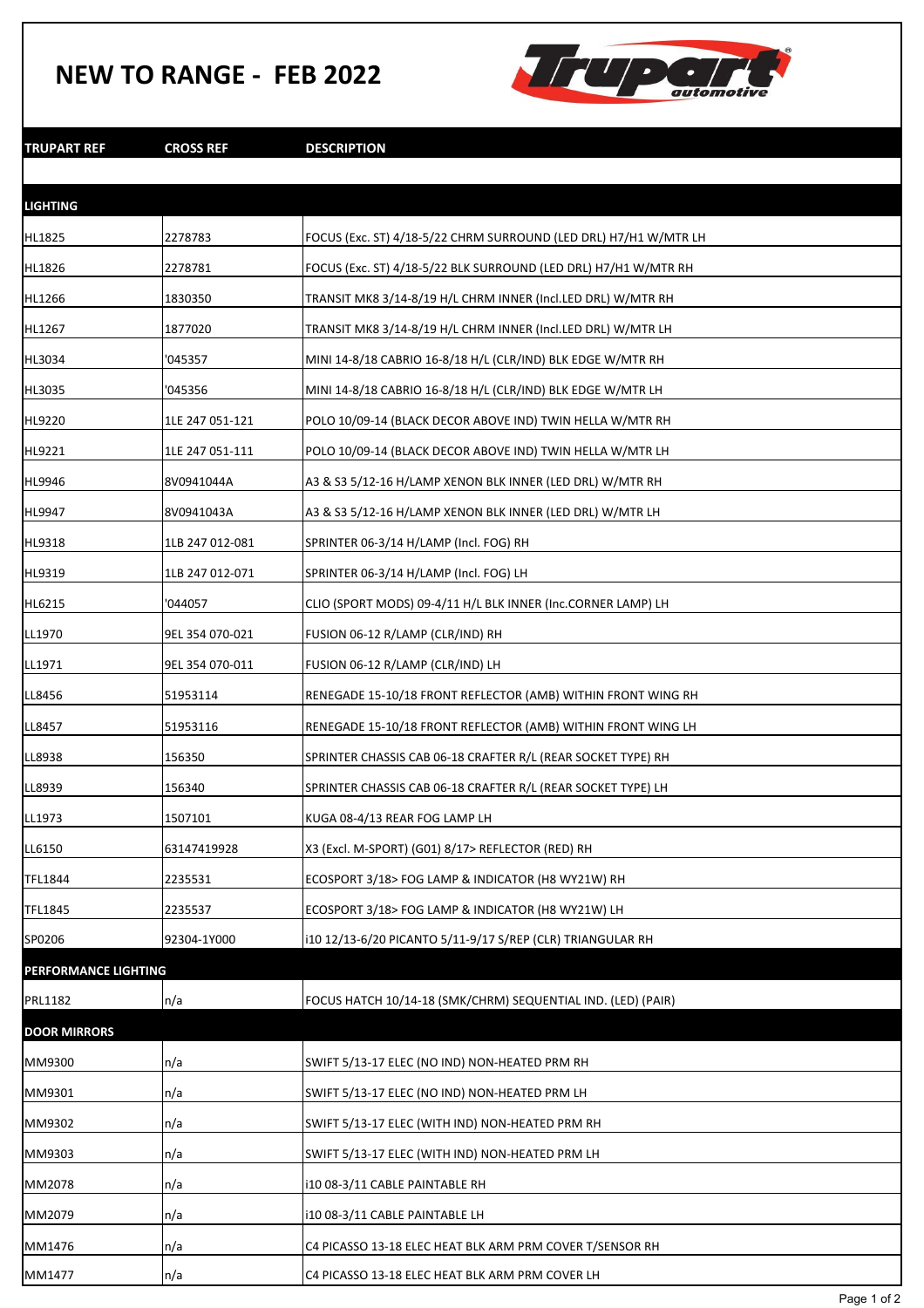# NEW TO RANGE - FEB 2022

| TRUPART REF | CROSS REF | DESCRIPTION |
|---|---|---|
| **LIGHTING** | | |
| HL1825 | 2278783 | FOCUS (Exc. ST) 4/18-5/22 CHRM SURROUND (LED DRL) H7/H1 W/MTR LH |
| HL1826 | 2278781 | FOCUS (Exc. ST) 4/18-5/22 BLK SURROUND (LED DRL) H7/H1 W/MTR RH |
| HL1266 | 1830350 | TRANSIT MK8 3/14-8/19 H/L CHRM INNER (Incl.LED DRL) W/MTR RH |
| HL1267 | 1877020 | TRANSIT MK8 3/14-8/19 H/L CHRM INNER (Incl.LED DRL) W/MTR LH |
| HL3034 | '045357 | MINI 14-8/18 CABRIO 16-8/18 H/L (CLR/IND) BLK EDGE W/MTR RH |
| HL3035 | '045356 | MINI 14-8/18 CABRIO 16-8/18 H/L (CLR/IND) BLK EDGE W/MTR LH |
| HL9220 | 1LE 247 051-121 | POLO 10/09-14 (BLACK DECOR ABOVE IND) TWIN HELLA W/MTR RH |
| HL9221 | 1LE 247 051-111 | POLO 10/09-14 (BLACK DECOR ABOVE IND) TWIN HELLA W/MTR LH |
| HL9946 | 8V0941044A | A3 & S3 5/12-16 H/LAMP XENON BLK INNER (LED DRL) W/MTR RH |
| HL9947 | 8V0941043A | A3 & S3 5/12-16 H/LAMP XENON BLK INNER (LED DRL) W/MTR LH |
| HL9318 | 1LB 247 012-081 | SPRINTER 06-3/14 H/LAMP (Incl. FOG) RH |
| HL9319 | 1LB 247 012-071 | SPRINTER 06-3/14 H/LAMP (Incl. FOG) LH |
| HL6215 | '044057 | CLIO (SPORT MODS) 09-4/11 H/L BLK INNER (Inc.CORNER LAMP) LH |
| LL1970 | 9EL 354 070-021 | FUSION 06-12 R/LAMP (CLR/IND) RH |
| LL1971 | 9EL 354 070-011 | FUSION 06-12 R/LAMP (CLR/IND) LH |
| LL8456 | 51953114 | RENEGADE 15-10/18 FRONT REFLECTOR (AMB) WITHIN FRONT WING RH |
| LL8457 | 51953116 | RENEGADE 15-10/18 FRONT REFLECTOR (AMB) WITHIN FRONT WING LH |
| LL8938 | 156350 | SPRINTER CHASSIS CAB 06-18 CRAFTER R/L (REAR SOCKET TYPE) RH |
| LL8939 | 156340 | SPRINTER CHASSIS CAB 06-18 CRAFTER R/L (REAR SOCKET TYPE) LH |
| LL1973 | 1507101 | KUGA 08-4/13 REAR FOG LAMP LH |
| LL6150 | 63147419928 | X3 (Excl. M-SPORT) (G01) 8/17> REFLECTOR (RED) RH |
| TFL1844 | 2235531 | ECOSPORT 3/18> FOG LAMP & INDICATOR (H8 WY21W) RH |
| TFL1845 | 2235537 | ECOSPORT 3/18> FOG LAMP & INDICATOR (H8 WY21W) LH |
| SP0206 | 92304-1Y000 | i10 12/13-6/20 PICANTO 5/11-9/17 S/REP (CLR) TRIANGULAR RH |
| **PERFORMANCE LIGHTING** | | |
| PRL1182 | n/a | FOCUS HATCH 10/14-18 (SMK/CHRM) SEQUENTIAL IND. (LED) (PAIR) |
| **DOOR MIRRORS** | | |
| MM9300 | n/a | SWIFT 5/13-17 ELEC (NO IND) NON-HEATED PRM RH |
| MM9301 | n/a | SWIFT 5/13-17 ELEC (NO IND) NON-HEATED PRM LH |
| MM9302 | n/a | SWIFT 5/13-17 ELEC (WITH IND) NON-HEATED PRM RH |
| MM9303 | n/a | SWIFT 5/13-17 ELEC (WITH IND) NON-HEATED PRM LH |
| MM2078 | n/a | i10 08-3/11 CABLE PAINTABLE RH |
| MM2079 | n/a | i10 08-3/11 CABLE PAINTABLE LH |
| MM1476 | n/a | C4 PICASSO 13-18 ELEC HEAT BLK ARM PRM COVER T/SENSOR RH |
| MM1477 | n/a | C4 PICASSO 13-18 ELEC HEAT BLK ARM PRM COVER LH |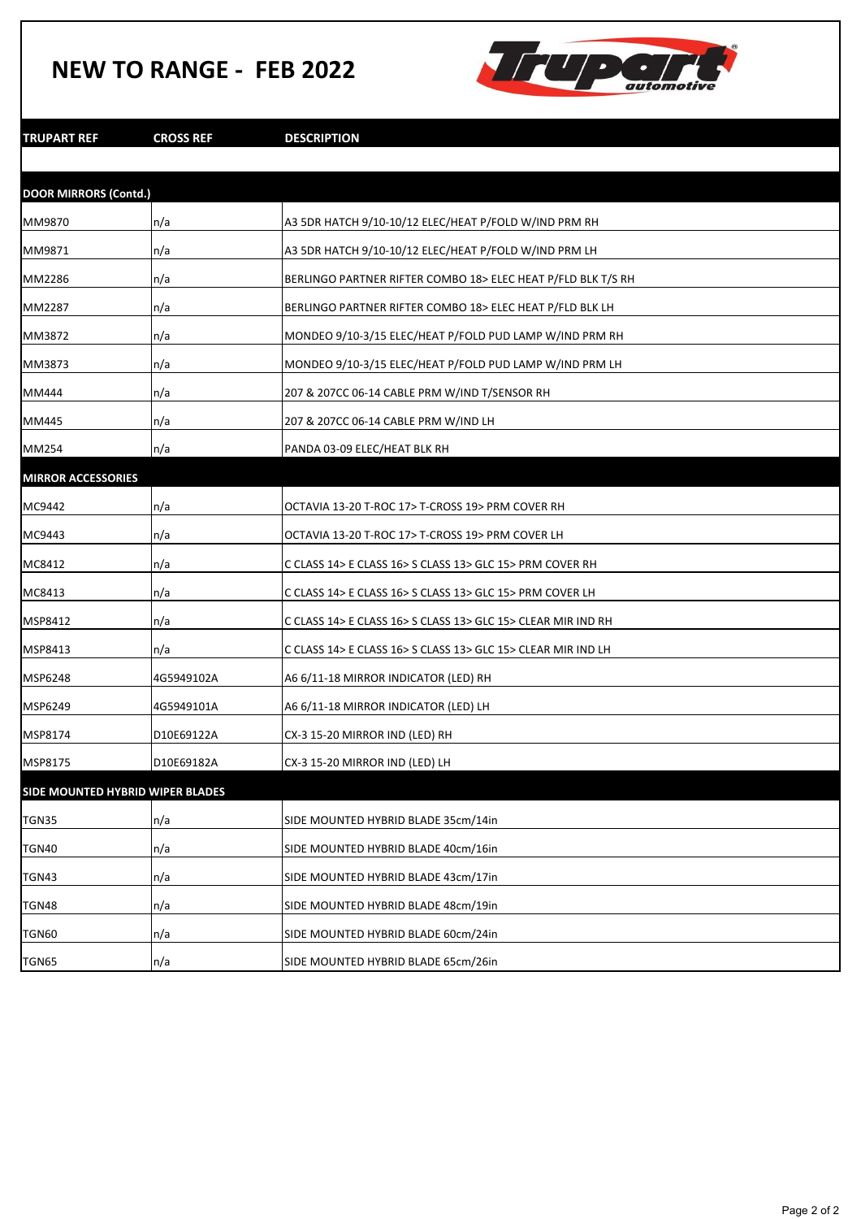# NEW TO RANGE - FEB 2022

| TRUPART REF | CROSS REF | DESCRIPTION |
|---|---|---|
| **DOOR MIRRORS (Contd.)** | | |
| MM9870 | n/a | A3 5DR HATCH 9/10-10/12 ELEC/HEAT P/FOLD W/IND PRM RH |
| MM9871 | n/a | A3 5DR HATCH 9/10-10/12 ELEC/HEAT P/FOLD W/IND PRM LH |
| MM2286 | n/a | BERLINGO PARTNER RIFTER COMBO 18> ELEC HEAT P/FLD BLK T/S RH |
| MM2287 | n/a | BERLINGO PARTNER RIFTER COMBO 18> ELEC HEAT P/FLD BLK LH |
| MM3872 | n/a | MONDEO 9/10-3/15 ELEC/HEAT P/FOLD PUD LAMP W/IND PRM RH |
| MM3873 | n/a | MONDEO 9/10-3/15 ELEC/HEAT P/FOLD PUD LAMP W/IND PRM LH |
| MM444 | n/a | 207 & 207CC 06-14 CABLE PRM W/IND T/SENSOR RH |
| MM445 | n/a | 207 & 207CC 06-14 CABLE PRM W/IND LH |
| MM254 | n/a | PANDA 03-09 ELEC/HEAT BLK RH |
| **MIRROR ACCESSORIES** | | |
| MC9442 | n/a | OCTAVIA 13-20 T-ROC 17> T-CROSS 19> PRM COVER RH |
| MC9443 | n/a | OCTAVIA 13-20 T-ROC 17> T-CROSS 19> PRM COVER LH |
| MC8412 | n/a | C CLASS 14> E CLASS 16> S CLASS 13> GLC 15> PRM COVER RH |
| MC8413 | n/a | C CLASS 14> E CLASS 16> S CLASS 13> GLC 15> PRM COVER LH |
| MSP8412 | n/a | C CLASS 14> E CLASS 16> S CLASS 13> GLC 15> CLEAR MIR IND RH |
| MSP8413 | n/a | C CLASS 14> E CLASS 16> S CLASS 13> GLC 15> CLEAR MIR IND LH |
| MSP6248 | 4G5949102A | A6 6/11-18 MIRROR INDICATOR (LED) RH |
| MSP6249 | 4G5949101A | A6 6/11-18 MIRROR INDICATOR (LED) LH |
| MSP8174 | D10E69122A | CX-3 15-20 MIRROR IND (LED) RH |
| MSP8175 | D10E69182A | CX-3 15-20 MIRROR IND (LED) LH |
| **SIDE MOUNTED HYBRID WIPER BLADES** | | |
| TGN35 | n/a | SIDE MOUNTED HYBRID BLADE 35cm/14in |
| TGN40 | n/a | SIDE MOUNTED HYBRID BLADE 40cm/16in |
| TGN43 | n/a | SIDE MOUNTED HYBRID BLADE 43cm/17in |
| TGN48 | n/a | SIDE MOUNTED HYBRID BLADE 48cm/19in |
| TGN60 | n/a | SIDE MOUNTED HYBRID BLADE 60cm/24in |
| TGN65 | n/a | SIDE MOUNTED HYBRID BLADE 65cm/26in |